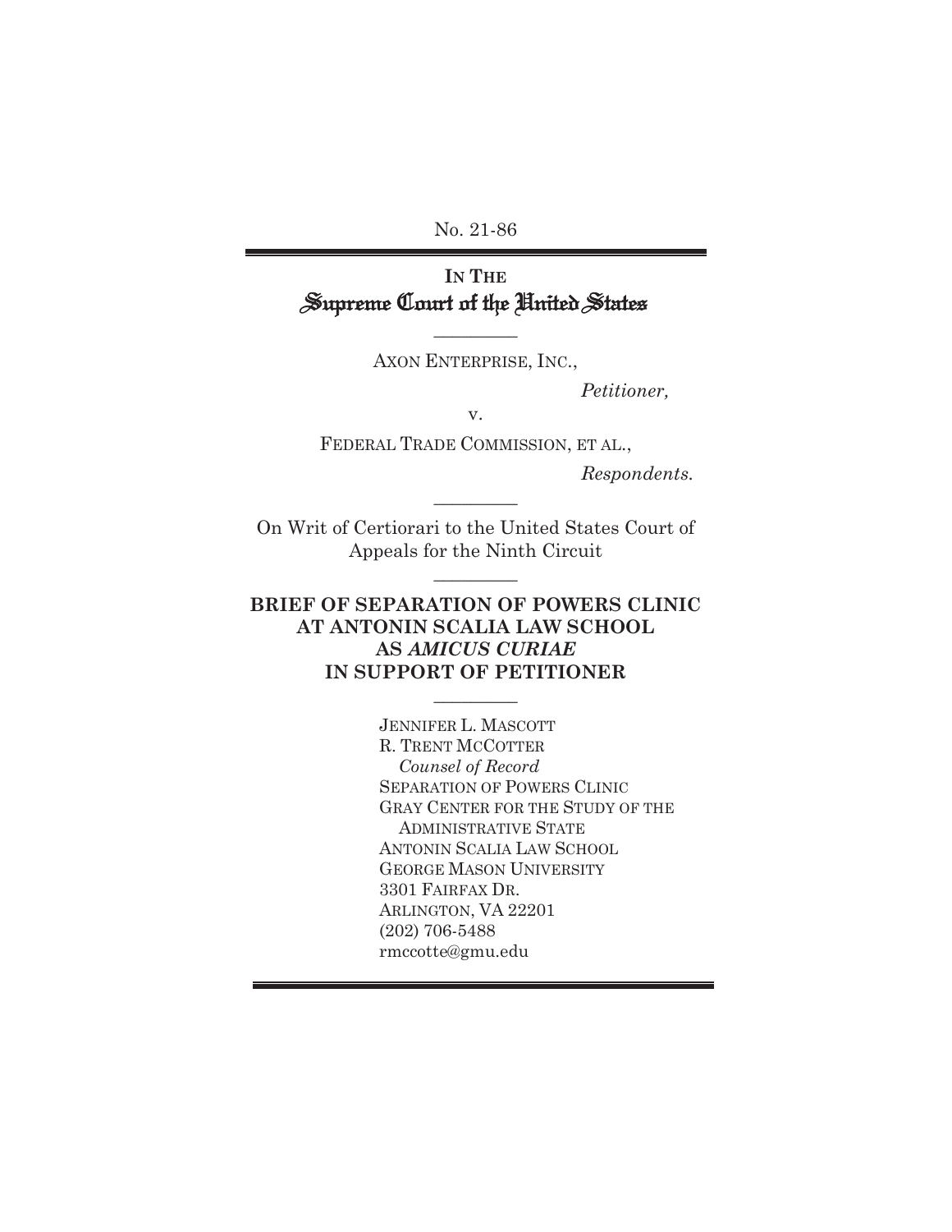No. 21-86

# IN THE Supreme Court of the United States

---

AXON ENTERPRISE, INC.,

*Petitioner,*

v.

FEDERAL TRADE COMMISSION, ET AL.,

*Respondents.*

---

On Writ of Certiorari to the United States Court of Appeals for the Ninth Circuit

---

## BRIEF OF SEPARATION OF POWERS CLINIC AT ANTONIN SCALIA LAW SCHOOL AS *AMICUS CURIAE* IN SUPPORT OF PETITIONER

---

JENNIFER L. MASCOTT
R. TRENT MCCOTTER
*Counsel of Record*
SEPARATION OF POWERS CLINIC
GRAY CENTER FOR THE STUDY OF THE ADMINISTRATIVE STATE
ANTONIN SCALIA LAW SCHOOL
GEORGE MASON UNIVERSITY
3301 FAIRFAX DR.
ARLINGTON, VA 22201
(202) 706-5488
rmccotte@gmu.edu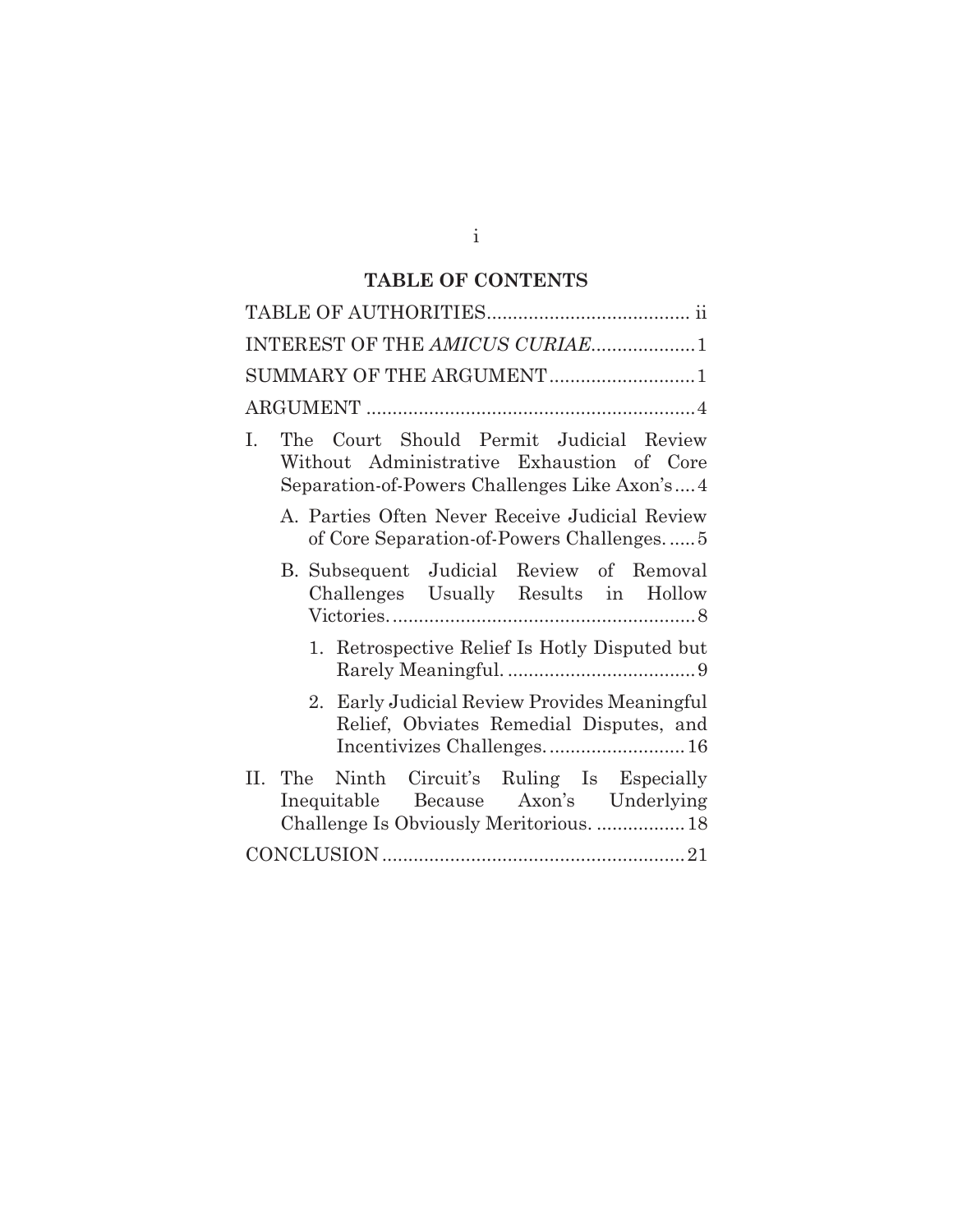# TABLE OF CONTENTS

TABLE OF AUTHORITIES....................................... ii

INTEREST OF THE *AMICUS CURIAE*.................... 1

SUMMARY OF THE ARGUMENT............................ 1

ARGUMENT ............................................................... 4

I. The Court Should Permit Judicial Review Without Administrative Exhaustion of Core Separation-of-Powers Challenges Like Axon's .... 4

   A. Parties Often Never Receive Judicial Review of Core Separation-of-Powers Challenges. ..... 5

   B. Subsequent Judicial Review of Removal Challenges Usually Results in Hollow Victories. .......................................................... 8

      1. Retrospective Relief Is Hotly Disputed but Rarely Meaningful. .................................... 9

      2. Early Judicial Review Provides Meaningful Relief, Obviates Remedial Disputes, and Incentivizes Challenges. .......................... 16

II. The Ninth Circuit's Ruling Is Especially Inequitable Because Axon's Underlying Challenge Is Obviously Meritorious. ................. 18

CONCLUSION ......................................................... 21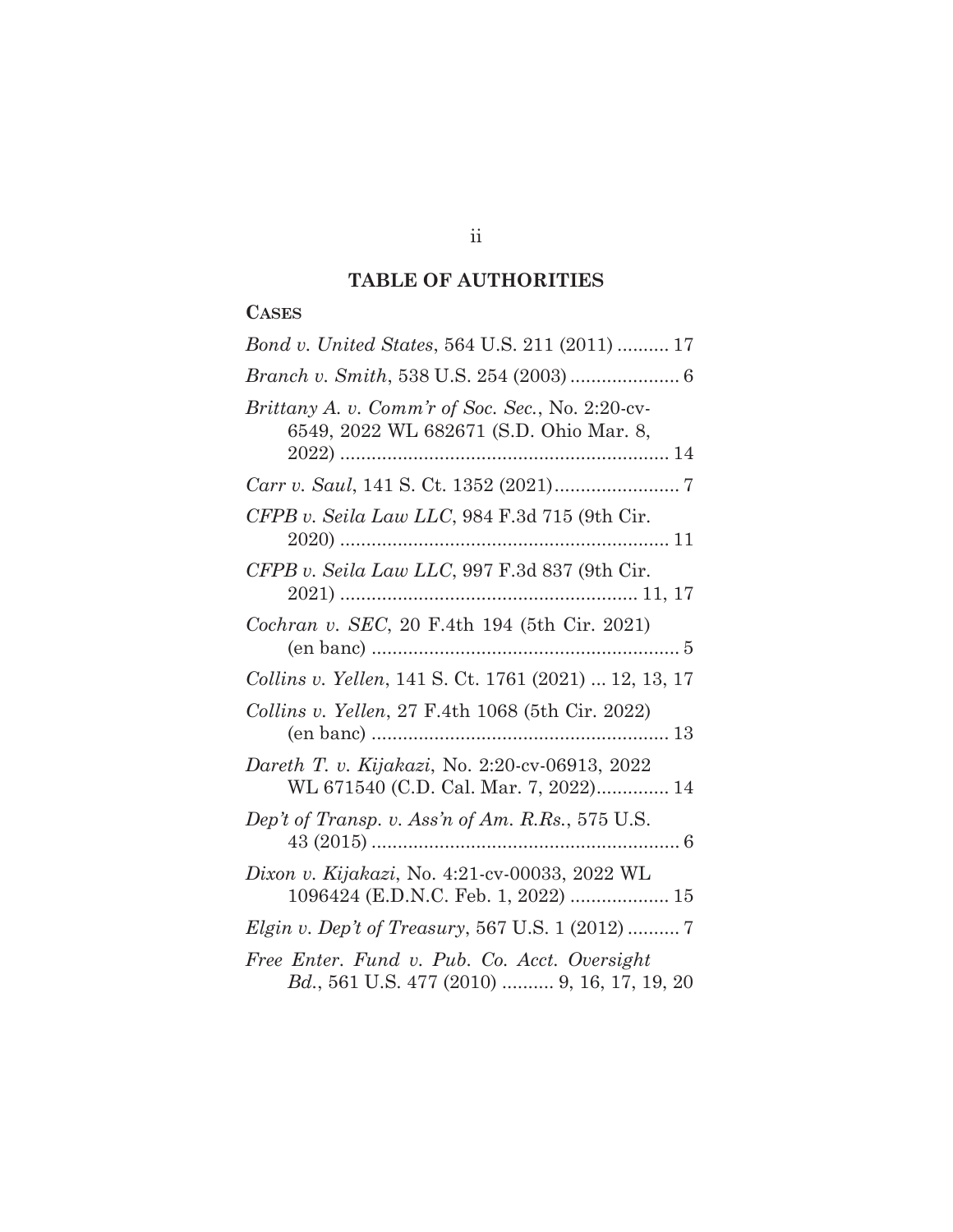## TABLE OF AUTHORITIES

**CASES**

*Bond v. United States*, 564 U.S. 211 (2011) .......... 17

*Branch v. Smith*, 538 U.S. 254 (2003) ..................... 6

*Brittany A. v. Comm'r of Soc. Sec.*, No. 2:20-cv-6549, 2022 WL 682671 (S.D. Ohio Mar. 8, 2022) ............................................................... 14

*Carr v. Saul*, 141 S. Ct. 1352 (2021)........................ 7

*CFPB v. Seila Law LLC*, 984 F.3d 715 (9th Cir. 2020) ............................................................... 11

*CFPB v. Seila Law LLC*, 997 F.3d 837 (9th Cir. 2021) ......................................................... 11, 17

*Cochran v. SEC*, 20 F.4th 194 (5th Cir. 2021) (en banc) ........................................................... 5

*Collins v. Yellen*, 141 S. Ct. 1761 (2021) ... 12, 13, 17

*Collins v. Yellen*, 27 F.4th 1068 (5th Cir. 2022) (en banc) ......................................................... 13

*Dareth T. v. Kijakazi*, No. 2:20-cv-06913, 2022 WL 671540 (C.D. Cal. Mar. 7, 2022).............. 14

*Dep't of Transp. v. Ass'n of Am. R.Rs.*, 575 U.S. 43 (2015) ........................................................... 6

*Dixon v. Kijakazi*, No. 4:21-cv-00033, 2022 WL 1096424 (E.D.N.C. Feb. 1, 2022) ................... 15

*Elgin v. Dep't of Treasury*, 567 U.S. 1 (2012) .......... 7

*Free Enter. Fund v. Pub. Co. Acct. Oversight Bd.*, 561 U.S. 477 (2010) .......... 9, 16, 17, 19, 20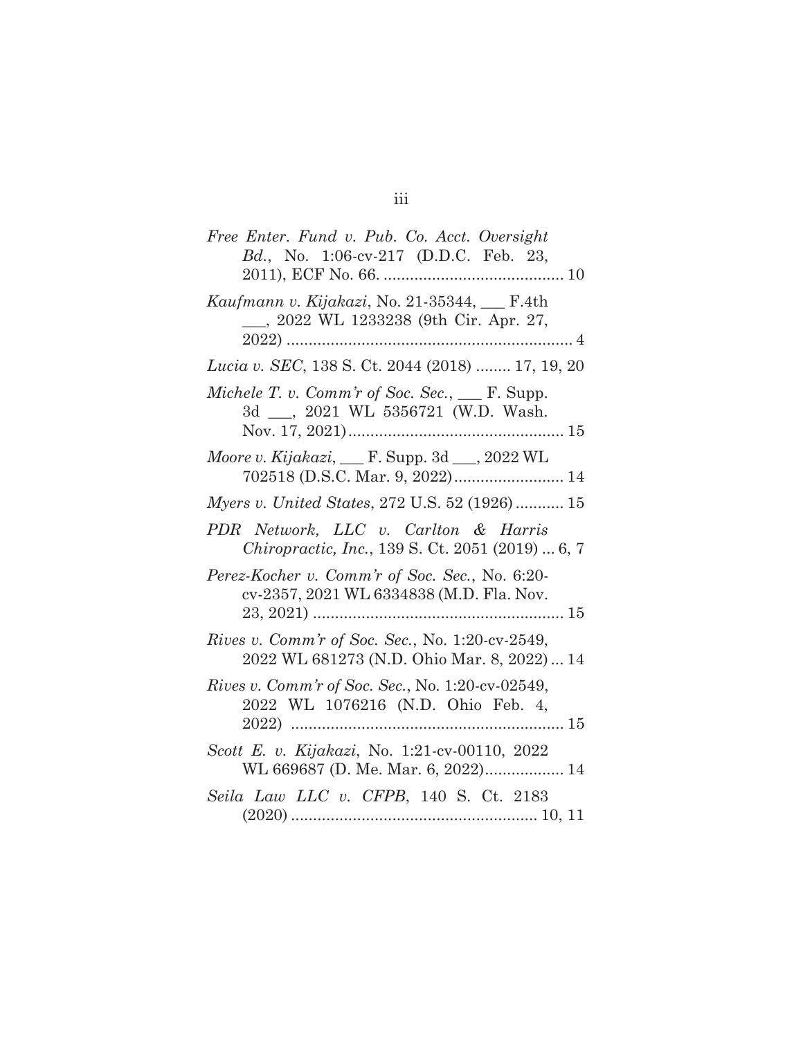*Free Enter. Fund v. Pub. Co. Acct. Oversight Bd.*, No. 1:06-cv-217 (D.D.C. Feb. 23, 2011), ECF No. 66. ........................................ 10

*Kaufmann v. Kijakazi*, No. 21-35344, ___ F.4th ___, 2022 WL 1233238 (9th Cir. Apr. 27, 2022) ................................................................ 4

*Lucia v. SEC*, 138 S. Ct. 2044 (2018) ........ 17, 19, 20

*Michele T. v. Comm'r of Soc. Sec.*, ___ F. Supp. 3d ___, 2021 WL 5356721 (W.D. Wash. Nov. 17, 2021)................................................ 15

*Moore v. Kijakazi*, ___ F. Supp. 3d ___, 2022 WL 702518 (D.S.C. Mar. 9, 2022)........................ 14

*Myers v. United States*, 272 U.S. 52 (1926) ........... 15

*PDR Network, LLC v. Carlton & Harris Chiropractic, Inc.*, 139 S. Ct. 2051 (2019) ... 6, 7

*Perez-Kocher v. Comm'r of Soc. Sec.*, No. 6:20-cv-2357, 2021 WL 6334838 (M.D. Fla. Nov. 23, 2021) ......................................................... 15

*Rives v. Comm'r of Soc. Sec.*, No. 1:20-cv-2549, 2022 WL 681273 (N.D. Ohio Mar. 8, 2022) ... 14

*Rives v. Comm'r of Soc. Sec.*, No. 1:20-cv-02549, 2022 WL 1076216 (N.D. Ohio Feb. 4, 2022) .............................................................. 15

*Scott E. v. Kijakazi*, No. 1:21-cv-00110, 2022 WL 669687 (D. Me. Mar. 6, 2022).................. 14

*Seila Law LLC v. CFPB*, 140 S. Ct. 2183 (2020) ........................................................ 10, 11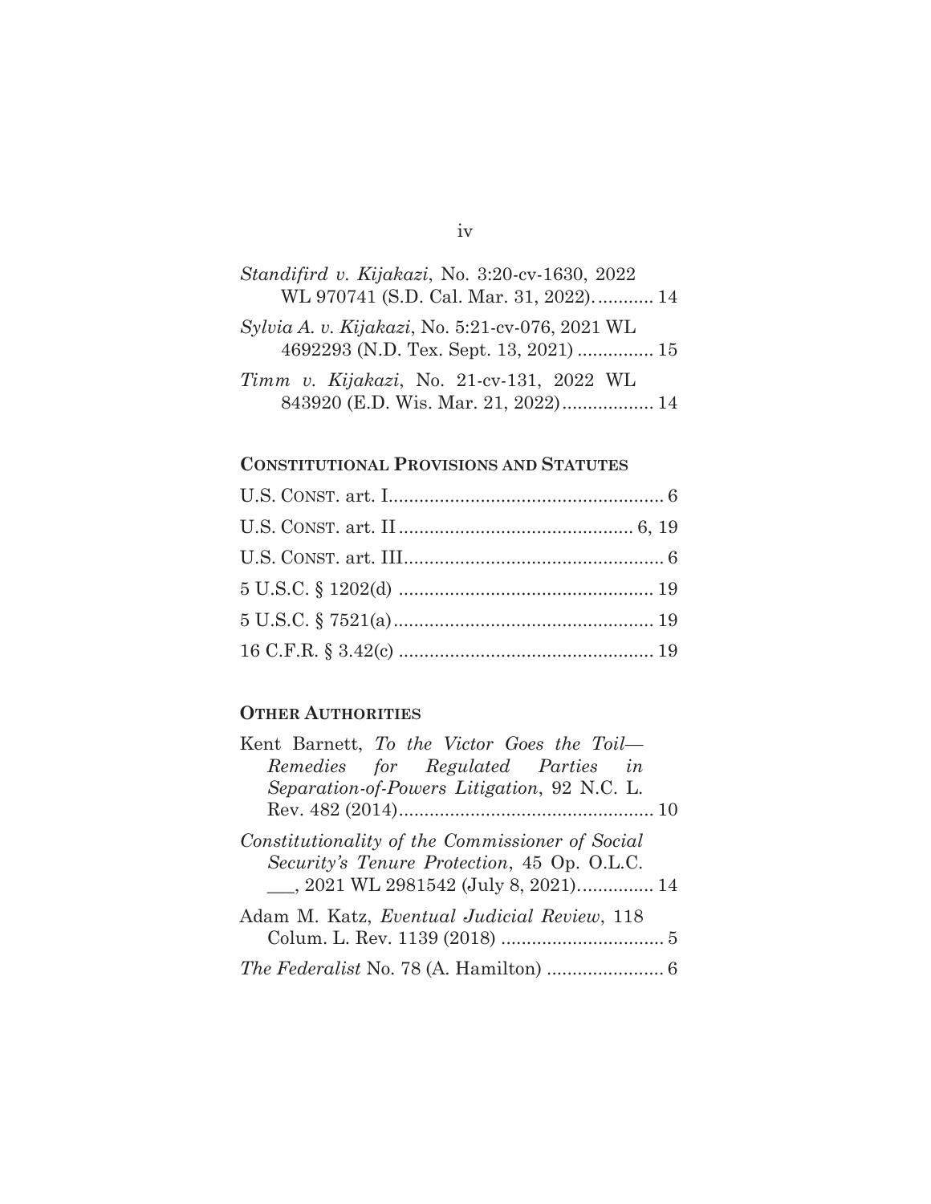*Standifird v. Kijakazi*, No. 3:20-cv-1630, 2022 WL 970741 (S.D. Cal. Mar. 31, 2022)............ 14

*Sylvia A. v. Kijakazi*, No. 5:21-cv-076, 2021 WL 4692293 (N.D. Tex. Sept. 13, 2021) ............... 15

*Timm v. Kijakazi*, No. 21-cv-131, 2022 WL 843920 (E.D. Wis. Mar. 21, 2022).................. 14

**CONSTITUTIONAL PROVISIONS AND STATUTES**

U.S. CONST. art. I...................................................... 6

U.S. CONST. art. II ............................................. 6, 19

U.S. CONST. art. III................................................... 6

5 U.S.C. § 1202(d) .................................................. 19

5 U.S.C. § 7521(a).................................................... 19

16 C.F.R. § 3.42(c) .................................................. 19

**OTHER AUTHORITIES**

Kent Barnett, *To the Victor Goes the Toil—Remedies for Regulated Parties in Separation-of-Powers Litigation*, 92 N.C. L. Rev. 482 (2014).................................................. 10

*Constitutionality of the Commissioner of Social Security's Tenure Protection*, 45 Op. O.L.C. ___, 2021 WL 2981542 (July 8, 2021)............... 14

Adam M. Katz, *Eventual Judicial Review*, 118 Colum. L. Rev. 1139 (2018) ................................ 5

*The Federalist* No. 78 (A. Hamilton) ....................... 6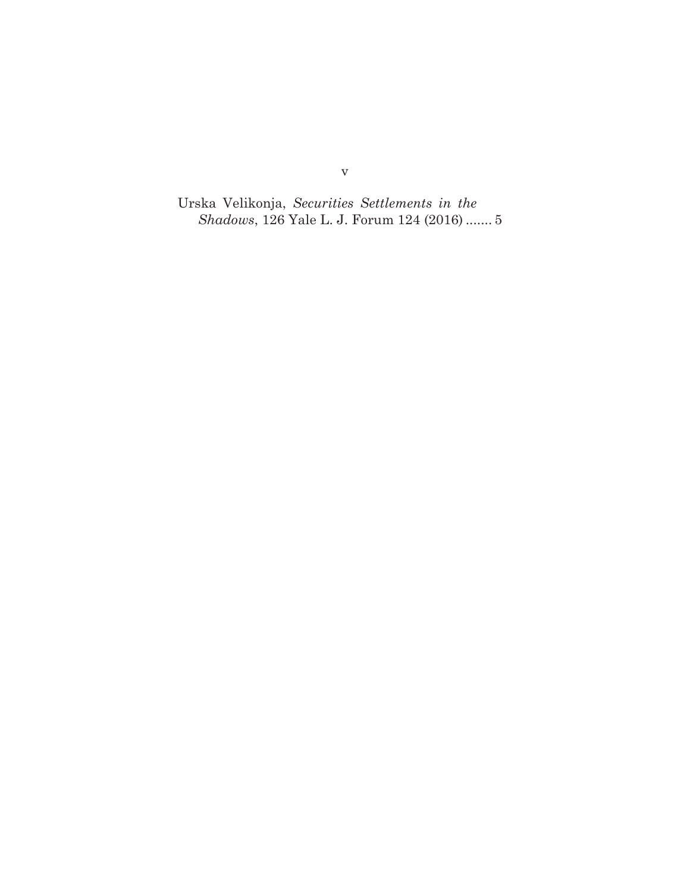Urska Velikonja, *Securities Settlements in the Shadows*, 126 Yale L. J. Forum 124 (2016) ....... 5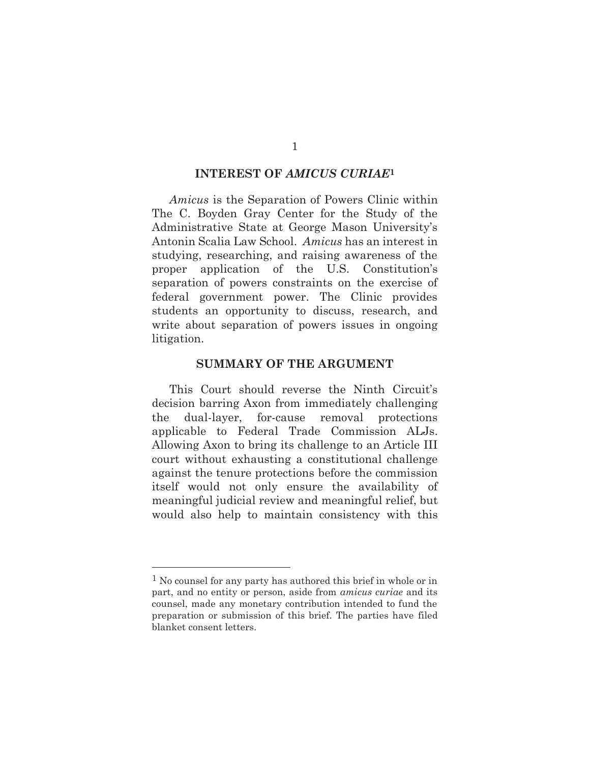## INTEREST OF *AMICUS CURIAE*[1]

*Amicus* is the Separation of Powers Clinic within The C. Boyden Gray Center for the Study of the Administrative State at George Mason University's Antonin Scalia Law School. *Amicus* has an interest in studying, researching, and raising awareness of the proper application of the U.S. Constitution's separation of powers constraints on the exercise of federal government power. The Clinic provides students an opportunity to discuss, research, and write about separation of powers issues in ongoing litigation.

## SUMMARY OF THE ARGUMENT

This Court should reverse the Ninth Circuit's decision barring Axon from immediately challenging the dual-layer, for-cause removal protections applicable to Federal Trade Commission ALJs. Allowing Axon to bring its challenge to an Article III court without exhausting a constitutional challenge against the tenure protections before the commission itself would not only ensure the availability of meaningful judicial review and meaningful relief, but would also help to maintain consistency with this

---

[1] No counsel for any party has authored this brief in whole or in part, and no entity or person, aside from *amicus curiae* and its counsel, made any monetary contribution intended to fund the preparation or submission of this brief. The parties have filed blanket consent letters.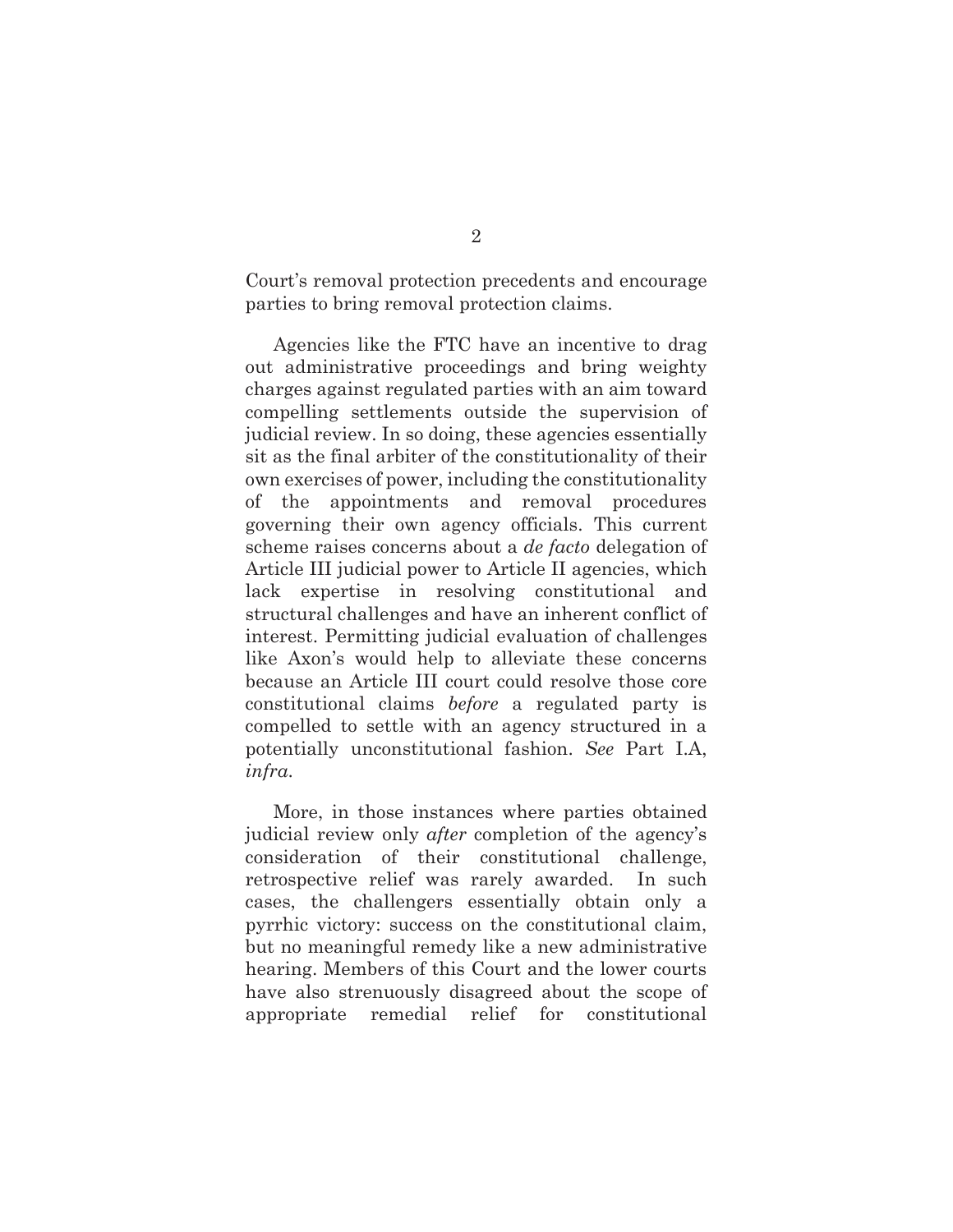Court's removal protection precedents and encourage parties to bring removal protection claims.

Agencies like the FTC have an incentive to drag out administrative proceedings and bring weighty charges against regulated parties with an aim toward compelling settlements outside the supervision of judicial review. In so doing, these agencies essentially sit as the final arbiter of the constitutionality of their own exercises of power, including the constitutionality of the appointments and removal procedures governing their own agency officials. This current scheme raises concerns about a *de facto* delegation of Article III judicial power to Article II agencies, which lack expertise in resolving constitutional and structural challenges and have an inherent conflict of interest. Permitting judicial evaluation of challenges like Axon's would help to alleviate these concerns because an Article III court could resolve those core constitutional claims *before* a regulated party is compelled to settle with an agency structured in a potentially unconstitutional fashion. *See* Part I.A, *infra*.

More, in those instances where parties obtained judicial review only *after* completion of the agency's consideration of their constitutional challenge, retrospective relief was rarely awarded. In such cases, the challengers essentially obtain only a pyrrhic victory: success on the constitutional claim, but no meaningful remedy like a new administrative hearing. Members of this Court and the lower courts have also strenuously disagreed about the scope of appropriate remedial relief for constitutional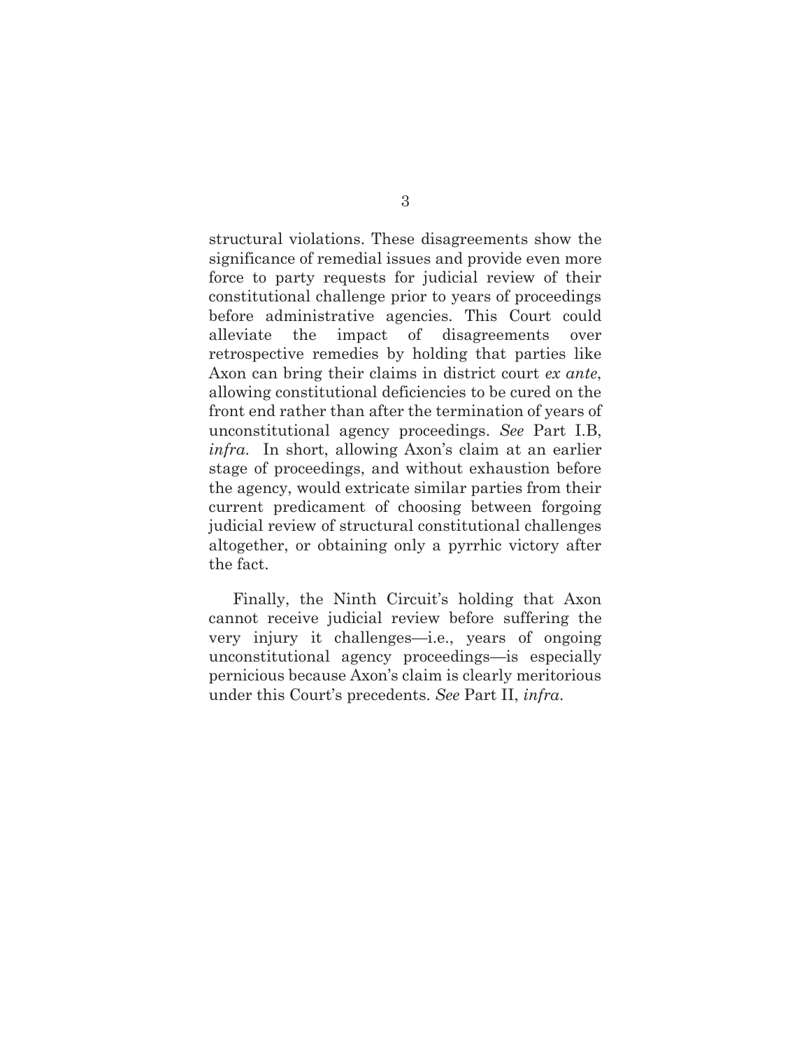structural violations. These disagreements show the significance of remedial issues and provide even more force to party requests for judicial review of their constitutional challenge prior to years of proceedings before administrative agencies. This Court could alleviate the impact of disagreements over retrospective remedies by holding that parties like Axon can bring their claims in district court *ex ante*, allowing constitutional deficiencies to be cured on the front end rather than after the termination of years of unconstitutional agency proceedings. *See* Part I.B, *infra*. In short, allowing Axon's claim at an earlier stage of proceedings, and without exhaustion before the agency, would extricate similar parties from their current predicament of choosing between forgoing judicial review of structural constitutional challenges altogether, or obtaining only a pyrrhic victory after the fact.

Finally, the Ninth Circuit's holding that Axon cannot receive judicial review before suffering the very injury it challenges—i.e., years of ongoing unconstitutional agency proceedings—is especially pernicious because Axon's claim is clearly meritorious under this Court's precedents. *See* Part II, *infra*.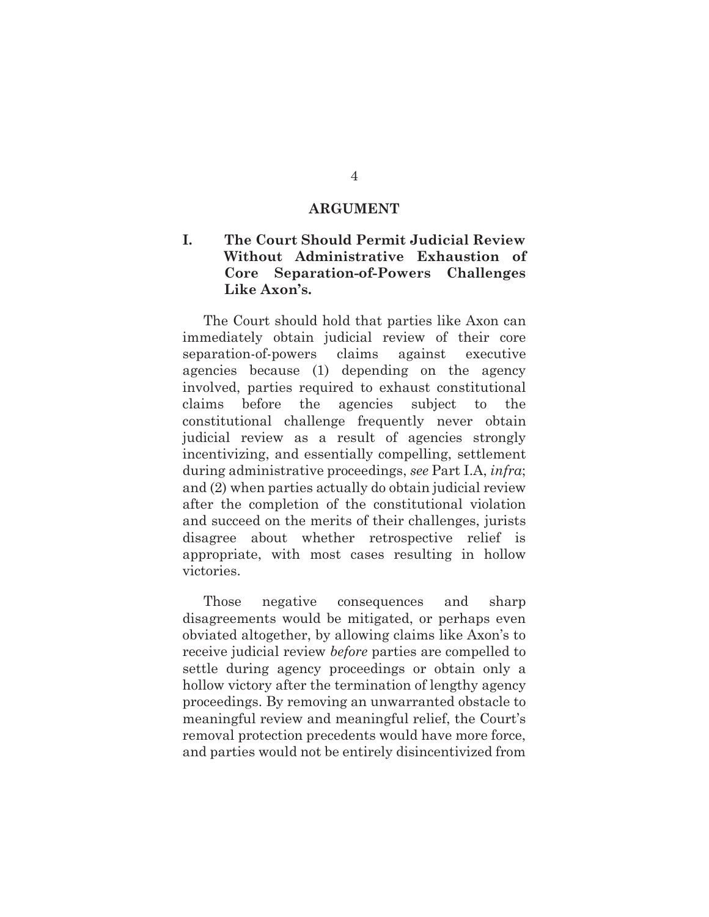# ARGUMENT

## I. The Court Should Permit Judicial Review Without Administrative Exhaustion of Core Separation-of-Powers Challenges Like Axon's.

The Court should hold that parties like Axon can immediately obtain judicial review of their core separation-of-powers claims against executive agencies because (1) depending on the agency involved, parties required to exhaust constitutional claims before the agencies subject to the constitutional challenge frequently never obtain judicial review as a result of agencies strongly incentivizing, and essentially compelling, settlement during administrative proceedings, *see* Part I.A, *infra*; and (2) when parties actually do obtain judicial review after the completion of the constitutional violation and succeed on the merits of their challenges, jurists disagree about whether retrospective relief is appropriate, with most cases resulting in hollow victories.

Those negative consequences and sharp disagreements would be mitigated, or perhaps even obviated altogether, by allowing claims like Axon's to receive judicial review *before* parties are compelled to settle during agency proceedings or obtain only a hollow victory after the termination of lengthy agency proceedings. By removing an unwarranted obstacle to meaningful review and meaningful relief, the Court's removal protection precedents would have more force, and parties would not be entirely disincentivized from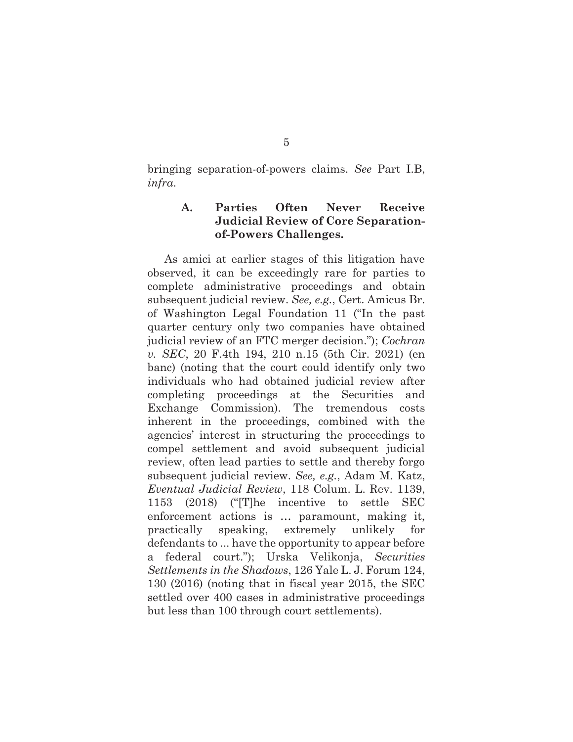bringing separation-of-powers claims. *See* Part I.B, *infra*.

### A. Parties Often Never Receive Judicial Review of Core Separation-of-Powers Challenges.

As amici at earlier stages of this litigation have observed, it can be exceedingly rare for parties to complete administrative proceedings and obtain subsequent judicial review. *See, e.g.*, Cert. Amicus Br. of Washington Legal Foundation 11 ("In the past quarter century only two companies have obtained judicial review of an FTC merger decision."); *Cochran v. SEC*, 20 F.4th 194, 210 n.15 (5th Cir. 2021) (en banc) (noting that the court could identify only two individuals who had obtained judicial review after completing proceedings at the Securities and Exchange Commission). The tremendous costs inherent in the proceedings, combined with the agencies' interest in structuring the proceedings to compel settlement and avoid subsequent judicial review, often lead parties to settle and thereby forgo subsequent judicial review. *See, e.g.*, Adam M. Katz, *Eventual Judicial Review*, 118 Colum. L. Rev. 1139, 1153 (2018) ("[T]he incentive to settle SEC enforcement actions is … paramount, making it, practically speaking, extremely unlikely for defendants to ... have the opportunity to appear before a federal court."); Urska Velikonja, *Securities Settlements in the Shadows*, 126 Yale L. J. Forum 124, 130 (2016) (noting that in fiscal year 2015, the SEC settled over 400 cases in administrative proceedings but less than 100 through court settlements).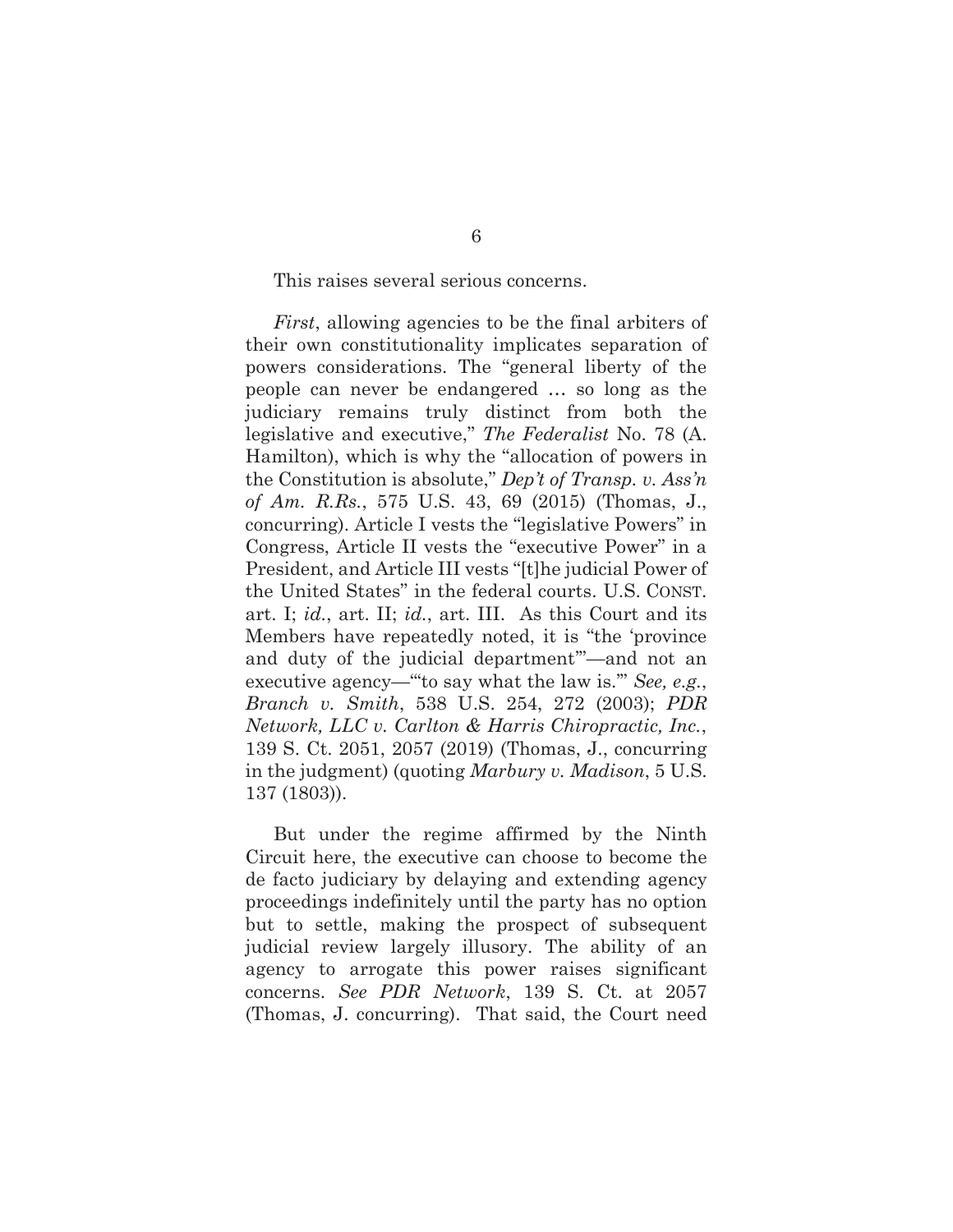This raises several serious concerns.

*First*, allowing agencies to be the final arbiters of their own constitutionality implicates separation of powers considerations. The "general liberty of the people can never be endangered … so long as the judiciary remains truly distinct from both the legislative and executive," *The Federalist* No. 78 (A. Hamilton), which is why the "allocation of powers in the Constitution is absolute," *Dep't of Transp. v. Ass'n of Am. R.Rs.*, 575 U.S. 43, 69 (2015) (Thomas, J., concurring). Article I vests the "legislative Powers" in Congress, Article II vests the "executive Power" in a President, and Article III vests "[t]he judicial Power of the United States" in the federal courts. U.S. CONST. art. I; *id.*, art. II; *id.*, art. III. As this Court and its Members have repeatedly noted, it is "the 'province and duty of the judicial department'"—and not an executive agency—"'to say what the law is.'" *See, e.g.*, *Branch v. Smith*, 538 U.S. 254, 272 (2003); *PDR Network, LLC v. Carlton & Harris Chiropractic, Inc.*, 139 S. Ct. 2051, 2057 (2019) (Thomas, J., concurring in the judgment) (quoting *Marbury v. Madison*, 5 U.S. 137 (1803)).

But under the regime affirmed by the Ninth Circuit here, the executive can choose to become the de facto judiciary by delaying and extending agency proceedings indefinitely until the party has no option but to settle, making the prospect of subsequent judicial review largely illusory. The ability of an agency to arrogate this power raises significant concerns. *See PDR Network*, 139 S. Ct. at 2057 (Thomas, J. concurring). That said, the Court need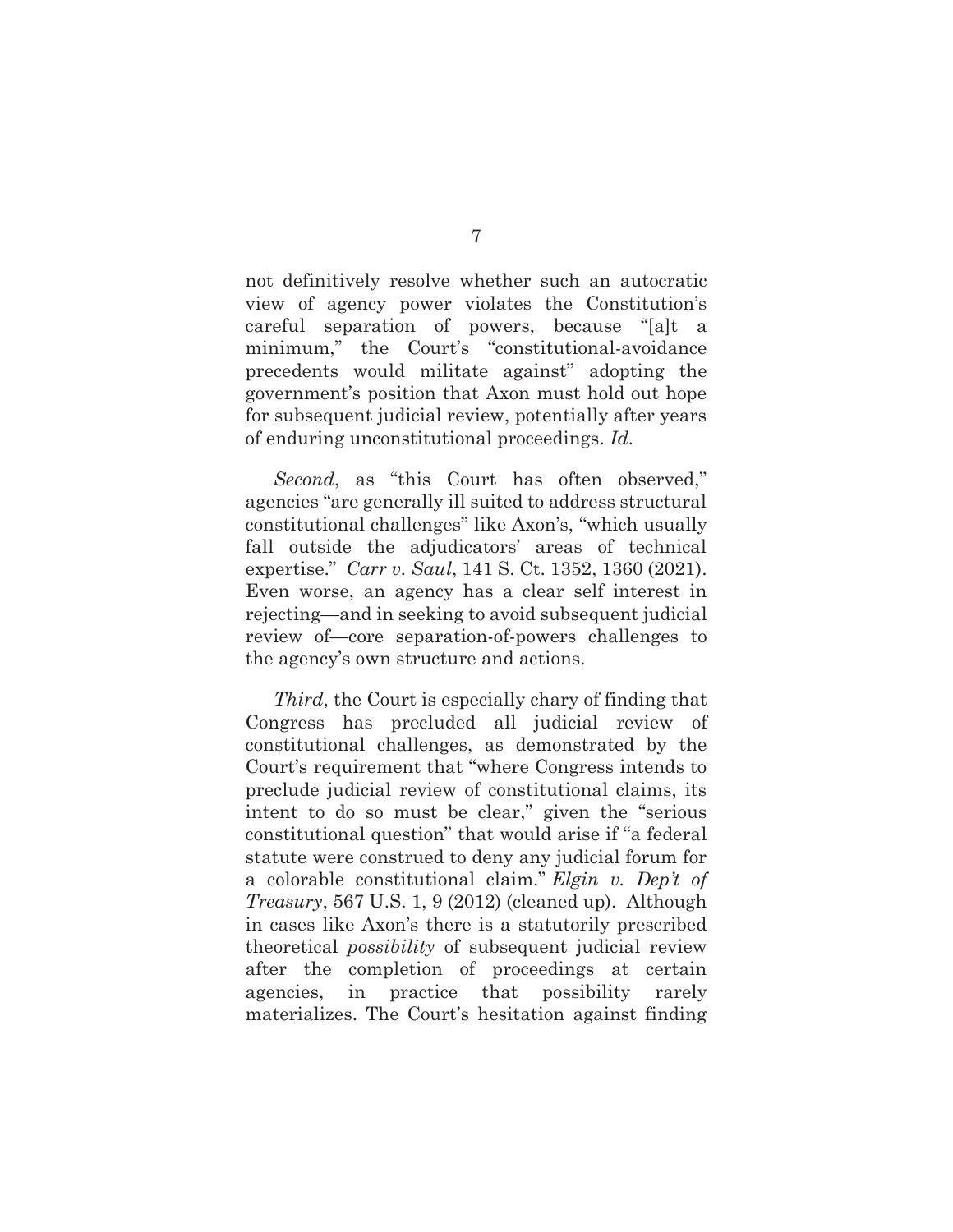not definitively resolve whether such an autocratic view of agency power violates the Constitution's careful separation of powers, because "[a]t a minimum," the Court's "constitutional-avoidance precedents would militate against" adopting the government's position that Axon must hold out hope for subsequent judicial review, potentially after years of enduring unconstitutional proceedings. *Id.*

*Second*, as "this Court has often observed," agencies "are generally ill suited to address structural constitutional challenges" like Axon's, "which usually fall outside the adjudicators' areas of technical expertise." *Carr v. Saul*, 141 S. Ct. 1352, 1360 (2021). Even worse, an agency has a clear self interest in rejecting—and in seeking to avoid subsequent judicial review of—core separation-of-powers challenges to the agency's own structure and actions.

*Third*, the Court is especially chary of finding that Congress has precluded all judicial review of constitutional challenges, as demonstrated by the Court's requirement that "where Congress intends to preclude judicial review of constitutional claims, its intent to do so must be clear," given the "serious constitutional question" that would arise if "a federal statute were construed to deny any judicial forum for a colorable constitutional claim." *Elgin v. Dep't of Treasury*, 567 U.S. 1, 9 (2012) (cleaned up). Although in cases like Axon's there is a statutorily prescribed theoretical *possibility* of subsequent judicial review after the completion of proceedings at certain agencies, in practice that possibility rarely materializes. The Court's hesitation against finding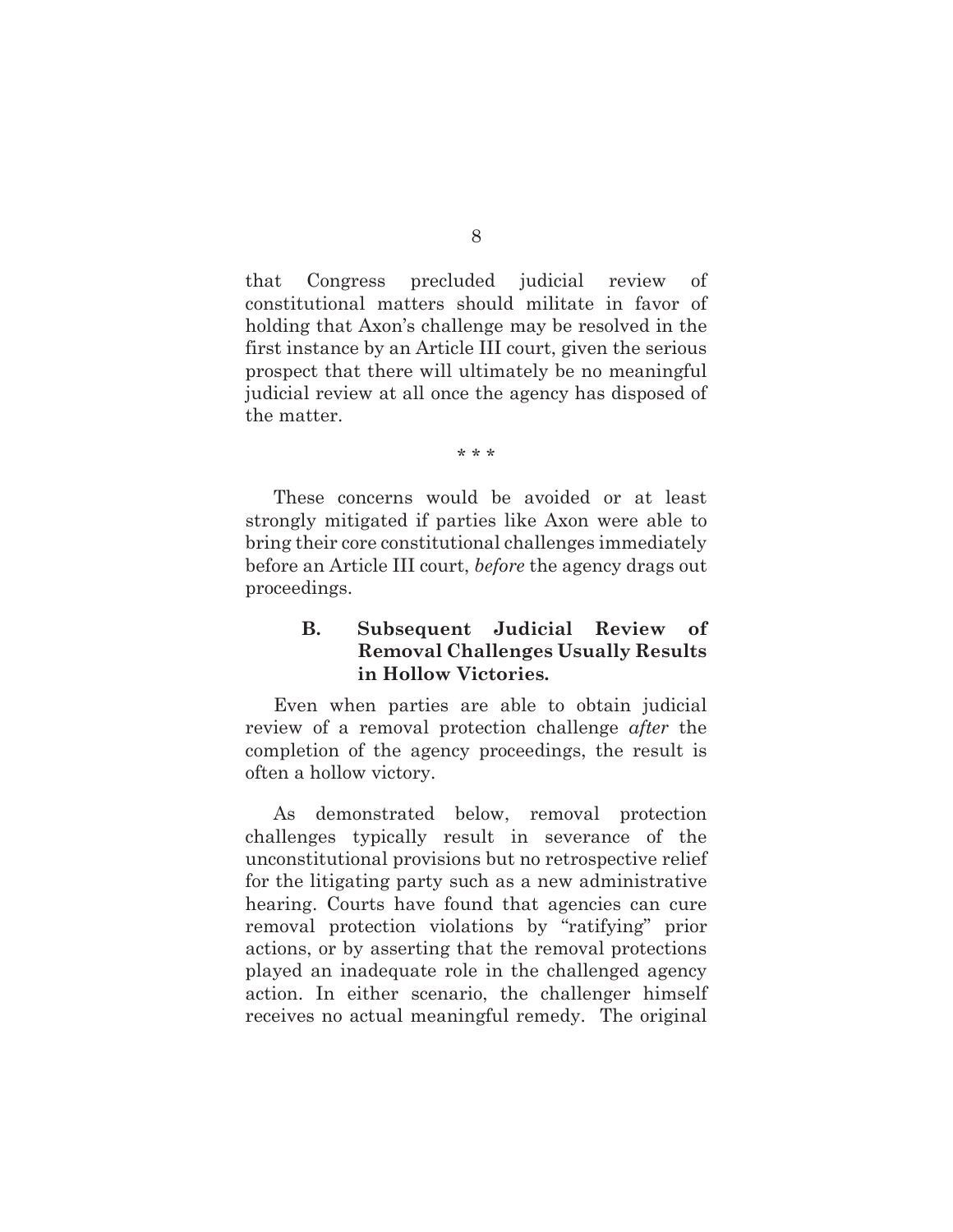that Congress precluded judicial review of constitutional matters should militate in favor of holding that Axon's challenge may be resolved in the first instance by an Article III court, given the serious prospect that there will ultimately be no meaningful judicial review at all once the agency has disposed of the matter.

\* \* \*

These concerns would be avoided or at least strongly mitigated if parties like Axon were able to bring their core constitutional challenges immediately before an Article III court, *before* the agency drags out proceedings.

### B. Subsequent Judicial Review of Removal Challenges Usually Results in Hollow Victories.

Even when parties are able to obtain judicial review of a removal protection challenge *after* the completion of the agency proceedings, the result is often a hollow victory.

As demonstrated below, removal protection challenges typically result in severance of the unconstitutional provisions but no retrospective relief for the litigating party such as a new administrative hearing. Courts have found that agencies can cure removal protection violations by "ratifying" prior actions, or by asserting that the removal protections played an inadequate role in the challenged agency action. In either scenario, the challenger himself receives no actual meaningful remedy. The original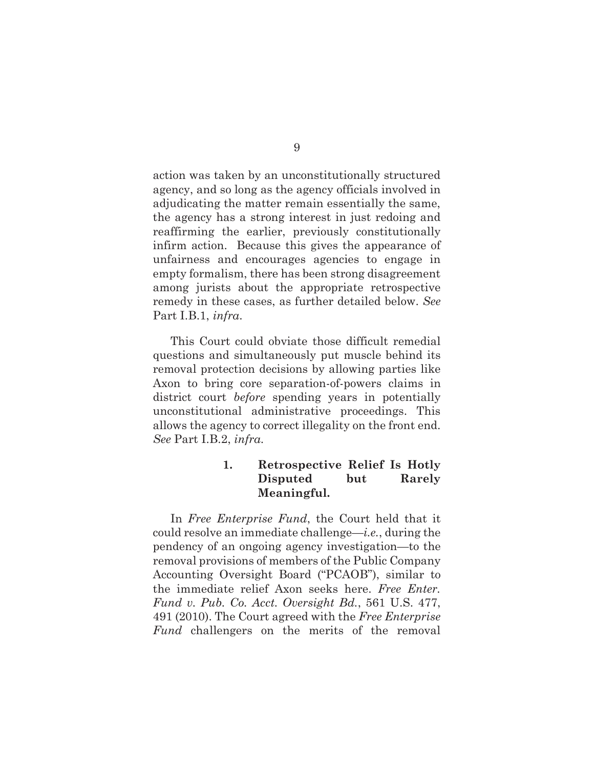action was taken by an unconstitutionally structured agency, and so long as the agency officials involved in adjudicating the matter remain essentially the same, the agency has a strong interest in just redoing and reaffirming the earlier, previously constitutionally infirm action. Because this gives the appearance of unfairness and encourages agencies to engage in empty formalism, there has been strong disagreement among jurists about the appropriate retrospective remedy in these cases, as further detailed below. *See* Part I.B.1, *infra*.

This Court could obviate those difficult remedial questions and simultaneously put muscle behind its removal protection decisions by allowing parties like Axon to bring core separation-of-powers claims in district court *before* spending years in potentially unconstitutional administrative proceedings. This allows the agency to correct illegality on the front end. *See* Part I.B.2, *infra*.

#### 1. Retrospective Relief Is Hotly Disputed but Rarely Meaningful.

In *Free Enterprise Fund*, the Court held that it could resolve an immediate challenge—*i.e.*, during the pendency of an ongoing agency investigation—to the removal provisions of members of the Public Company Accounting Oversight Board ("PCAOB"), similar to the immediate relief Axon seeks here. *Free Enter. Fund v. Pub. Co. Acct. Oversight Bd.*, 561 U.S. 477, 491 (2010). The Court agreed with the *Free Enterprise Fund* challengers on the merits of the removal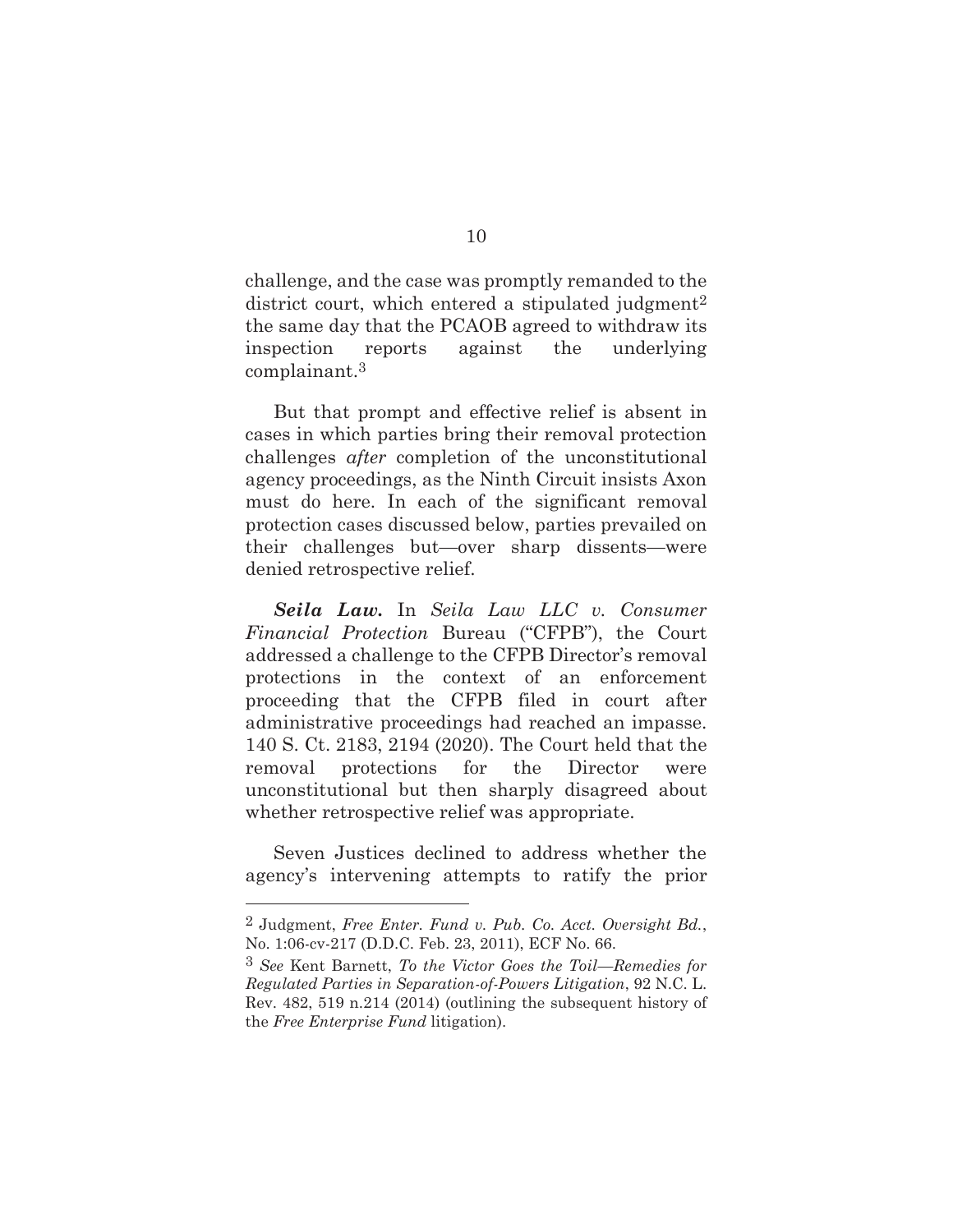challenge, and the case was promptly remanded to the district court, which entered a stipulated judgment[2] the same day that the PCAOB agreed to withdraw its inspection reports against the underlying complainant.[3]

But that prompt and effective relief is absent in cases in which parties bring their removal protection challenges *after* completion of the unconstitutional agency proceedings, as the Ninth Circuit insists Axon must do here. In each of the significant removal protection cases discussed below, parties prevailed on their challenges but—over sharp dissents—were denied retrospective relief.

***Seila Law.*** In *Seila Law LLC v. Consumer Financial Protection* Bureau ("CFPB"), the Court addressed a challenge to the CFPB Director's removal protections in the context of an enforcement proceeding that the CFPB filed in court after administrative proceedings had reached an impasse. 140 S. Ct. 2183, 2194 (2020). The Court held that the removal protections for the Director were unconstitutional but then sharply disagreed about whether retrospective relief was appropriate.

Seven Justices declined to address whether the agency's intervening attempts to ratify the prior

---

[2] Judgment, *Free Enter. Fund v. Pub. Co. Acct. Oversight Bd.*, No. 1:06-cv-217 (D.D.C. Feb. 23, 2011), ECF No. 66.

[3] *See* Kent Barnett, *To the Victor Goes the Toil—Remedies for Regulated Parties in Separation-of-Powers Litigation*, 92 N.C. L. Rev. 482, 519 n.214 (2014) (outlining the subsequent history of the *Free Enterprise Fund* litigation).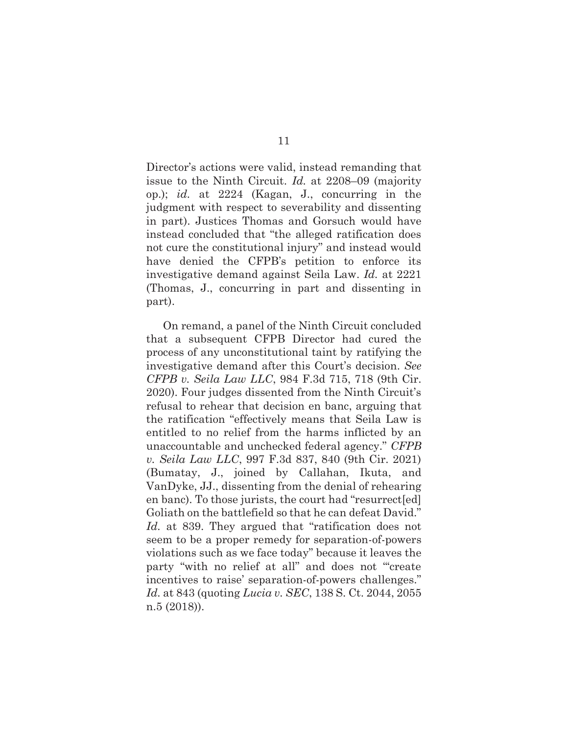Director's actions were valid, instead remanding that issue to the Ninth Circuit. *Id.* at 2208–09 (majority op.); *id.* at 2224 (Kagan, J., concurring in the judgment with respect to severability and dissenting in part). Justices Thomas and Gorsuch would have instead concluded that "the alleged ratification does not cure the constitutional injury" and instead would have denied the CFPB's petition to enforce its investigative demand against Seila Law. *Id.* at 2221 (Thomas, J., concurring in part and dissenting in part).

On remand, a panel of the Ninth Circuit concluded that a subsequent CFPB Director had cured the process of any unconstitutional taint by ratifying the investigative demand after this Court's decision. *See CFPB v. Seila Law LLC*, 984 F.3d 715, 718 (9th Cir. 2020). Four judges dissented from the Ninth Circuit's refusal to rehear that decision en banc, arguing that the ratification "effectively means that Seila Law is entitled to no relief from the harms inflicted by an unaccountable and unchecked federal agency." *CFPB v. Seila Law LLC*, 997 F.3d 837, 840 (9th Cir. 2021) (Bumatay, J., joined by Callahan, Ikuta, and VanDyke, JJ., dissenting from the denial of rehearing en banc). To those jurists, the court had "resurrect[ed] Goliath on the battlefield so that he can defeat David." *Id.* at 839. They argued that "ratification does not seem to be a proper remedy for separation-of-powers violations such as we face today" because it leaves the party "with no relief at all" and does not "'create incentives to raise' separation-of-powers challenges." *Id.* at 843 (quoting *Lucia v. SEC*, 138 S. Ct. 2044, 2055 n.5 (2018)).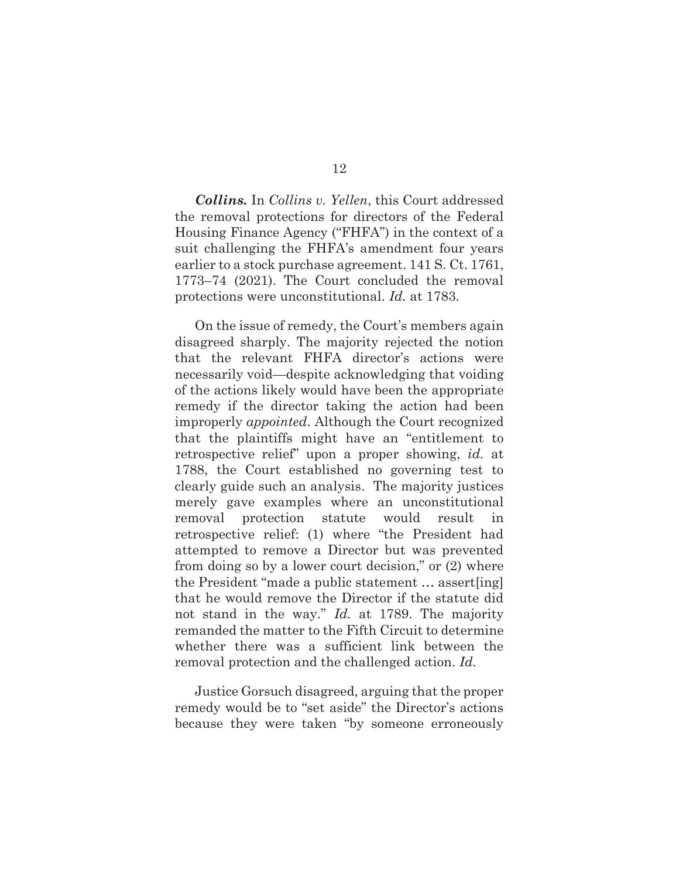***Collins.*** In *Collins v. Yellen*, this Court addressed the removal protections for directors of the Federal Housing Finance Agency ("FHFA") in the context of a suit challenging the FHFA's amendment four years earlier to a stock purchase agreement. 141 S. Ct. 1761, 1773–74 (2021). The Court concluded the removal protections were unconstitutional. *Id.* at 1783.

On the issue of remedy, the Court's members again disagreed sharply. The majority rejected the notion that the relevant FHFA director's actions were necessarily void—despite acknowledging that voiding of the actions likely would have been the appropriate remedy if the director taking the action had been improperly *appointed*. Although the Court recognized that the plaintiffs might have an "entitlement to retrospective relief" upon a proper showing, *id.* at 1788, the Court established no governing test to clearly guide such an analysis. The majority justices merely gave examples where an unconstitutional removal protection statute would result in retrospective relief: (1) where "the President had attempted to remove a Director but was prevented from doing so by a lower court decision," or (2) where the President "made a public statement … assert[ing] that he would remove the Director if the statute did not stand in the way." *Id.* at 1789. The majority remanded the matter to the Fifth Circuit to determine whether there was a sufficient link between the removal protection and the challenged action. *Id.*

Justice Gorsuch disagreed, arguing that the proper remedy would be to "set aside" the Director's actions because they were taken "by someone erroneously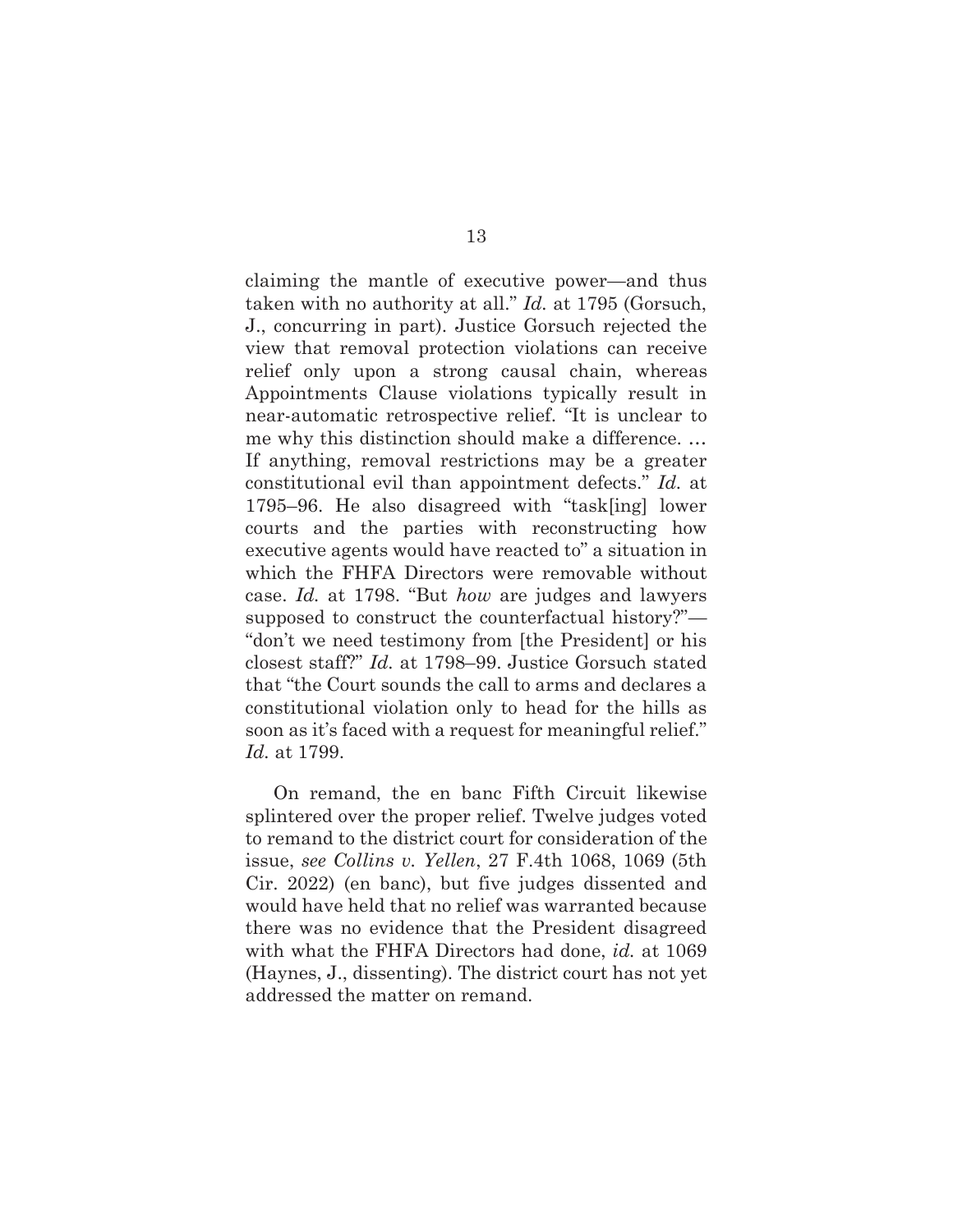claiming the mantle of executive power—and thus taken with no authority at all." *Id.* at 1795 (Gorsuch, J., concurring in part). Justice Gorsuch rejected the view that removal protection violations can receive relief only upon a strong causal chain, whereas Appointments Clause violations typically result in near-automatic retrospective relief. "It is unclear to me why this distinction should make a difference. … If anything, removal restrictions may be a greater constitutional evil than appointment defects." *Id.* at 1795–96. He also disagreed with "task[ing] lower courts and the parties with reconstructing how executive agents would have reacted to" a situation in which the FHFA Directors were removable without case. *Id.* at 1798. "But *how* are judges and lawyers supposed to construct the counterfactual history?"—"don't we need testimony from [the President] or his closest staff?" *Id.* at 1798–99. Justice Gorsuch stated that "the Court sounds the call to arms and declares a constitutional violation only to head for the hills as soon as it's faced with a request for meaningful relief." *Id.* at 1799.

On remand, the en banc Fifth Circuit likewise splintered over the proper relief. Twelve judges voted to remand to the district court for consideration of the issue, *see Collins v. Yellen*, 27 F.4th 1068, 1069 (5th Cir. 2022) (en banc), but five judges dissented and would have held that no relief was warranted because there was no evidence that the President disagreed with what the FHFA Directors had done, *id.* at 1069 (Haynes, J., dissenting). The district court has not yet addressed the matter on remand.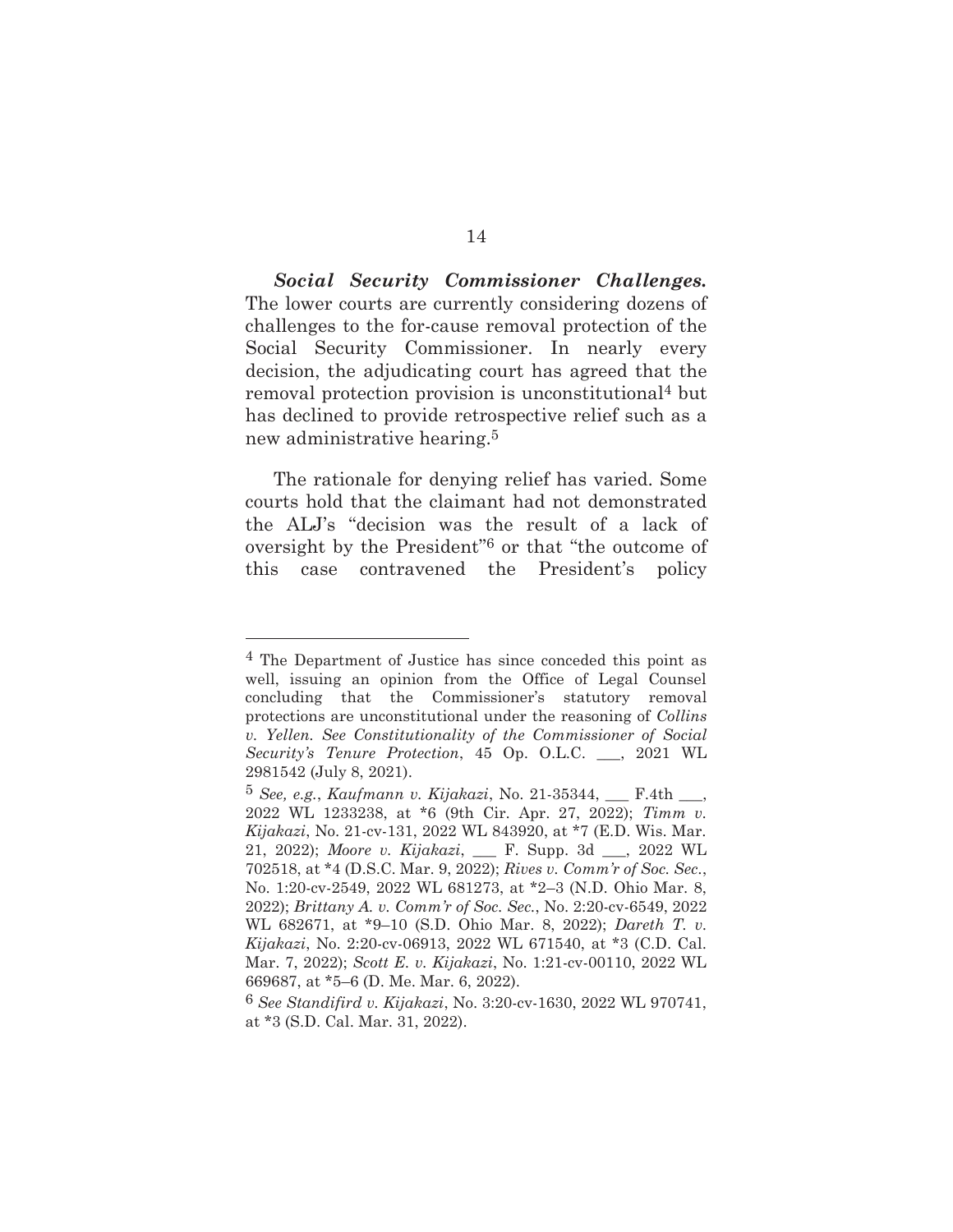***Social Security Commissioner Challenges.*** The lower courts are currently considering dozens of challenges to the for-cause removal protection of the Social Security Commissioner. In nearly every decision, the adjudicating court has agreed that the removal protection provision is unconstitutional[4] but has declined to provide retrospective relief such as a new administrative hearing.[5]

The rationale for denying relief has varied. Some courts hold that the claimant had not demonstrated the ALJ's "decision was the result of a lack of oversight by the President"[6] or that "the outcome of this case contravened the President's policy

---

[4] The Department of Justice has since conceded this point as well, issuing an opinion from the Office of Legal Counsel concluding that the Commissioner's statutory removal protections are unconstitutional under the reasoning of *Collins v. Yellen*. *See Constitutionality of the Commissioner of Social Security's Tenure Protection*, 45 Op. O.L.C. ___, 2021 WL 2981542 (July 8, 2021).

[5] *See, e.g.*, *Kaufmann v. Kijakazi*, No. 21-35344, ___ F.4th ___, 2022 WL 1233238, at *6 (9th Cir. Apr. 27, 2022); *Timm v. Kijakazi*, No. 21-cv-131, 2022 WL 843920, at *7 (E.D. Wis. Mar. 21, 2022); *Moore v. Kijakazi*, ___ F. Supp. 3d ___, 2022 WL 702518, at *4 (D.S.C. Mar. 9, 2022); *Rives v. Comm'r of Soc. Sec.*, No. 1:20-cv-2549, 2022 WL 681273, at *2–3 (N.D. Ohio Mar. 8, 2022); *Brittany A. v. Comm'r of Soc. Sec.*, No. 2:20-cv-6549, 2022 WL 682671, at *9–10 (S.D. Ohio Mar. 8, 2022); *Dareth T. v. Kijakazi*, No. 2:20-cv-06913, 2022 WL 671540, at *3 (C.D. Cal. Mar. 7, 2022); *Scott E. v. Kijakazi*, No. 1:21-cv-00110, 2022 WL 669687, at *5–6 (D. Me. Mar. 6, 2022).

[6] *See Standifird v. Kijakazi*, No. 3:20-cv-1630, 2022 WL 970741, at *3 (S.D. Cal. Mar. 31, 2022).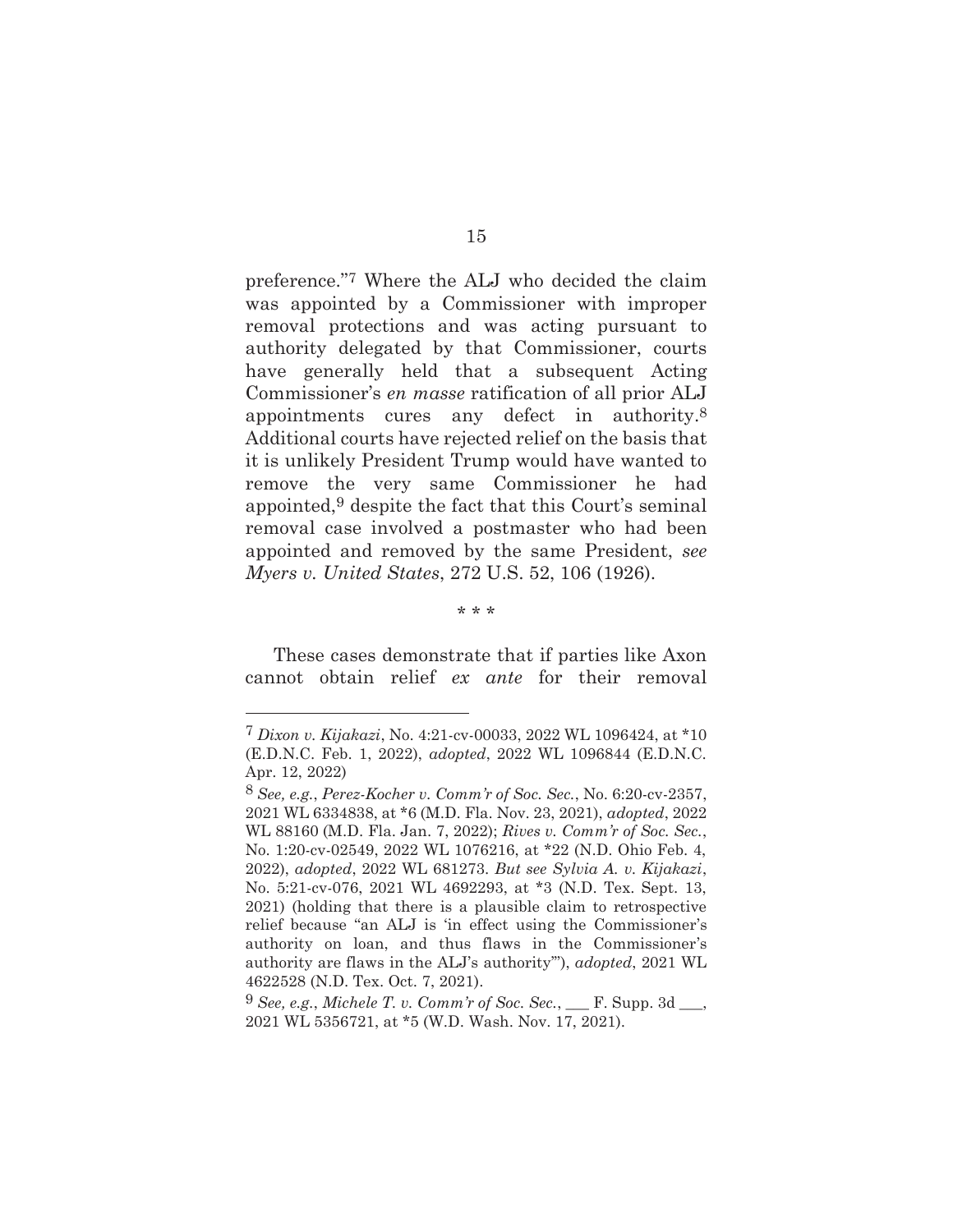preference."[7] Where the ALJ who decided the claim was appointed by a Commissioner with improper removal protections and was acting pursuant to authority delegated by that Commissioner, courts have generally held that a subsequent Acting Commissioner's *en masse* ratification of all prior ALJ appointments cures any defect in authority.[8] Additional courts have rejected relief on the basis that it is unlikely President Trump would have wanted to remove the very same Commissioner he had appointed,[9] despite the fact that this Court's seminal removal case involved a postmaster who had been appointed and removed by the same President, *see Myers v. United States*, 272 U.S. 52, 106 (1926).

\* \* \*

These cases demonstrate that if parties like Axon cannot obtain relief *ex ante* for their removal

---

[7] *Dixon v. Kijakazi*, No. 4:21-cv-00033, 2022 WL 1096424, at *10 (E.D.N.C. Feb. 1, 2022), *adopted*, 2022 WL 1096844 (E.D.N.C. Apr. 12, 2022)

[8] *See, e.g.*, *Perez-Kocher v. Comm'r of Soc. Sec.*, No. 6:20-cv-2357, 2021 WL 6334838, at *6 (M.D. Fla. Nov. 23, 2021), *adopted*, 2022 WL 88160 (M.D. Fla. Jan. 7, 2022); *Rives v. Comm'r of Soc. Sec.*, No. 1:20-cv-02549, 2022 WL 1076216, at *22 (N.D. Ohio Feb. 4, 2022), *adopted*, 2022 WL 681273. *But see Sylvia A. v. Kijakazi*, No. 5:21-cv-076, 2021 WL 4692293, at *3 (N.D. Tex. Sept. 13, 2021) (holding that there is a plausible claim to retrospective relief because "an ALJ is 'in effect using the Commissioner's authority on loan, and thus flaws in the Commissioner's authority are flaws in the ALJ's authority'"), *adopted*, 2021 WL 4622528 (N.D. Tex. Oct. 7, 2021).

[9] *See, e.g.*, *Michele T. v. Comm'r of Soc. Sec.*, ___ F. Supp. 3d ___, 2021 WL 5356721, at *5 (W.D. Wash. Nov. 17, 2021).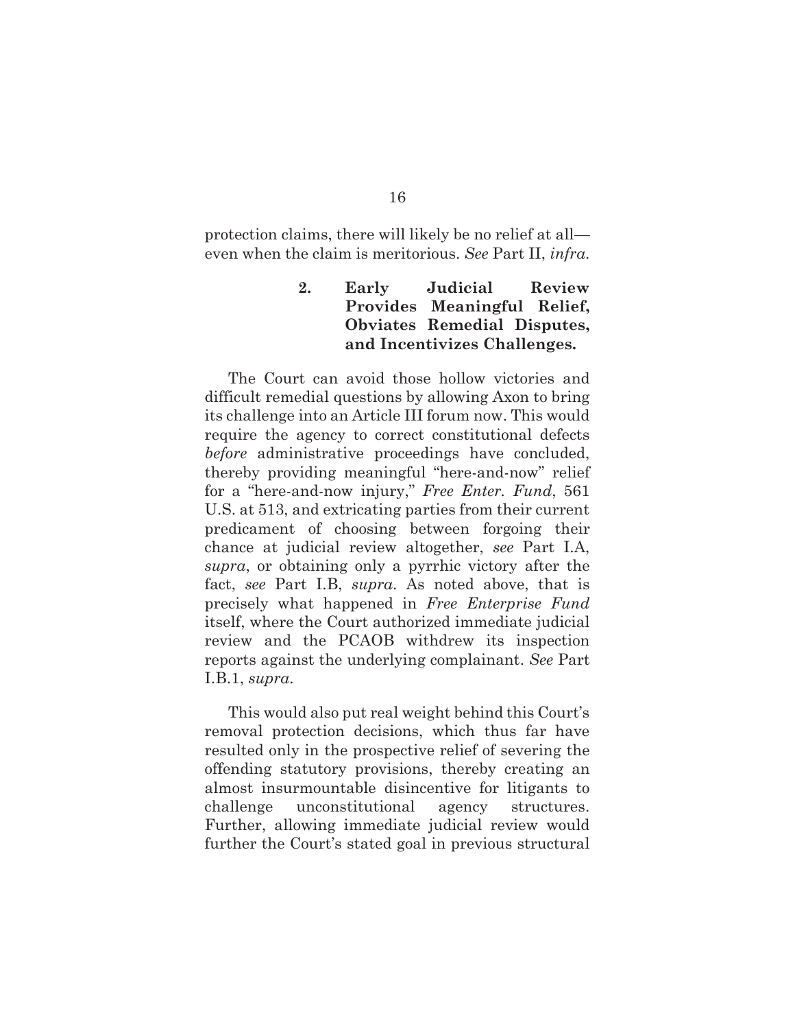protection claims, there will likely be no relief at all—even when the claim is meritorious. *See* Part II, *infra*.

#### 2. Early Judicial Review Provides Meaningful Relief, Obviates Remedial Disputes, and Incentivizes Challenges.

The Court can avoid those hollow victories and difficult remedial questions by allowing Axon to bring its challenge into an Article III forum now. This would require the agency to correct constitutional defects *before* administrative proceedings have concluded, thereby providing meaningful "here-and-now" relief for a "here-and-now injury," *Free Enter. Fund*, 561 U.S. at 513, and extricating parties from their current predicament of choosing between forgoing their chance at judicial review altogether, *see* Part I.A, *supra*, or obtaining only a pyrrhic victory after the fact, *see* Part I.B, *supra*. As noted above, that is precisely what happened in *Free Enterprise Fund* itself, where the Court authorized immediate judicial review and the PCAOB withdrew its inspection reports against the underlying complainant. *See* Part I.B.1, *supra*.

This would also put real weight behind this Court's removal protection decisions, which thus far have resulted only in the prospective relief of severing the offending statutory provisions, thereby creating an almost insurmountable disincentive for litigants to challenge unconstitutional agency structures. Further, allowing immediate judicial review would further the Court's stated goal in previous structural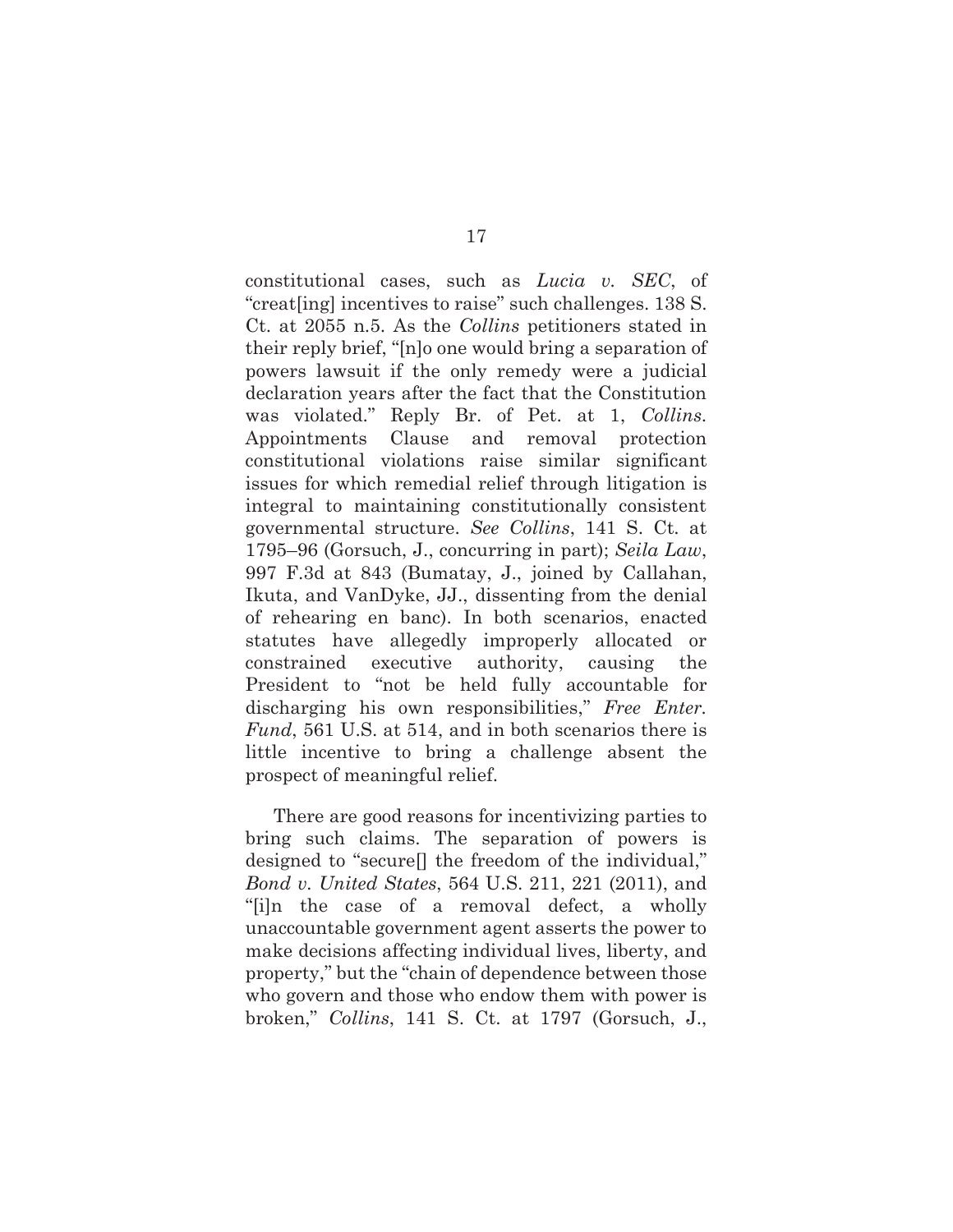constitutional cases, such as *Lucia v. SEC*, of "creat[ing] incentives to raise" such challenges. 138 S. Ct. at 2055 n.5. As the *Collins* petitioners stated in their reply brief, "[n]o one would bring a separation of powers lawsuit if the only remedy were a judicial declaration years after the fact that the Constitution was violated." Reply Br. of Pet. at 1, *Collins*. Appointments Clause and removal protection constitutional violations raise similar significant issues for which remedial relief through litigation is integral to maintaining constitutionally consistent governmental structure. *See Collins*, 141 S. Ct. at 1795–96 (Gorsuch, J., concurring in part); *Seila Law*, 997 F.3d at 843 (Bumatay, J., joined by Callahan, Ikuta, and VanDyke, JJ., dissenting from the denial of rehearing en banc). In both scenarios, enacted statutes have allegedly improperly allocated or constrained executive authority, causing the President to "not be held fully accountable for discharging his own responsibilities," *Free Enter. Fund*, 561 U.S. at 514, and in both scenarios there is little incentive to bring a challenge absent the prospect of meaningful relief.

There are good reasons for incentivizing parties to bring such claims. The separation of powers is designed to "secure[] the freedom of the individual," *Bond v. United States*, 564 U.S. 211, 221 (2011), and "[i]n the case of a removal defect, a wholly unaccountable government agent asserts the power to make decisions affecting individual lives, liberty, and property," but the "chain of dependence between those who govern and those who endow them with power is broken," *Collins*, 141 S. Ct. at 1797 (Gorsuch, J.,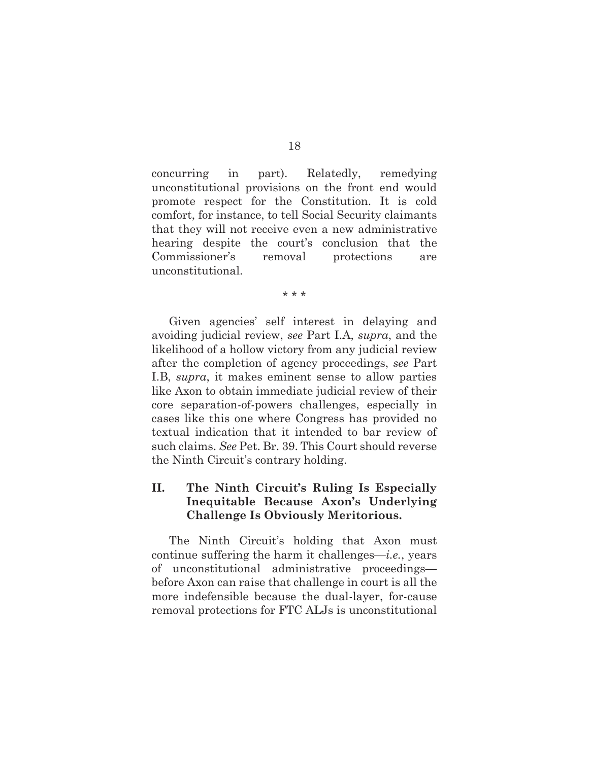concurring in part). Relatedly, remedying unconstitutional provisions on the front end would promote respect for the Constitution. It is cold comfort, for instance, to tell Social Security claimants that they will not receive even a new administrative hearing despite the court's conclusion that the Commissioner's removal protections are unconstitutional.

\* \* \*

Given agencies' self interest in delaying and avoiding judicial review, *see* Part I.A, *supra*, and the likelihood of a hollow victory from any judicial review after the completion of agency proceedings, *see* Part I.B, *supra*, it makes eminent sense to allow parties like Axon to obtain immediate judicial review of their core separation-of-powers challenges, especially in cases like this one where Congress has provided no textual indication that it intended to bar review of such claims. *See* Pet. Br. 39. This Court should reverse the Ninth Circuit's contrary holding.

## II. The Ninth Circuit's Ruling Is Especially Inequitable Because Axon's Underlying Challenge Is Obviously Meritorious.

The Ninth Circuit's holding that Axon must continue suffering the harm it challenges—*i.e.*, years of unconstitutional administrative proceedings—before Axon can raise that challenge in court is all the more indefensible because the dual-layer, for-cause removal protections for FTC ALJs is unconstitutional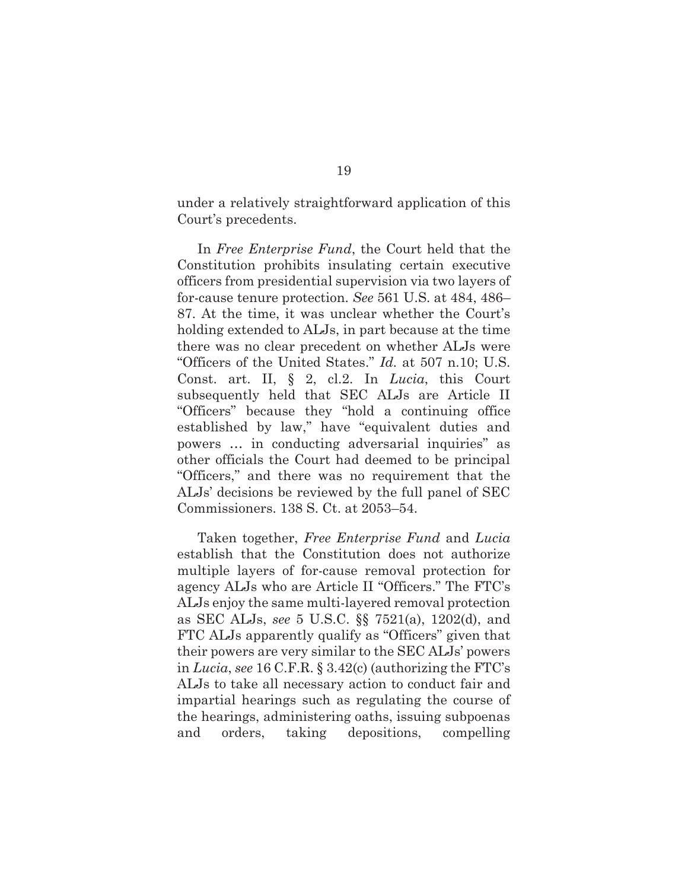under a relatively straightforward application of this Court's precedents.

In *Free Enterprise Fund*, the Court held that the Constitution prohibits insulating certain executive officers from presidential supervision via two layers of for-cause tenure protection. *See* 561 U.S. at 484, 486–87. At the time, it was unclear whether the Court's holding extended to ALJs, in part because at the time there was no clear precedent on whether ALJs were "Officers of the United States." *Id.* at 507 n.10; U.S. Const. art. II, § 2, cl.2. In *Lucia*, this Court subsequently held that SEC ALJs are Article II "Officers" because they "hold a continuing office established by law," have "equivalent duties and powers … in conducting adversarial inquiries" as other officials the Court had deemed to be principal "Officers," and there was no requirement that the ALJs' decisions be reviewed by the full panel of SEC Commissioners. 138 S. Ct. at 2053–54.

Taken together, *Free Enterprise Fund* and *Lucia* establish that the Constitution does not authorize multiple layers of for-cause removal protection for agency ALJs who are Article II "Officers." The FTC's ALJs enjoy the same multi-layered removal protection as SEC ALJs, *see* 5 U.S.C. §§ 7521(a), 1202(d), and FTC ALJs apparently qualify as "Officers" given that their powers are very similar to the SEC ALJs' powers in *Lucia*, *see* 16 C.F.R. § 3.42(c) (authorizing the FTC's ALJs to take all necessary action to conduct fair and impartial hearings such as regulating the course of the hearings, administering oaths, issuing subpoenas and orders, taking depositions, compelling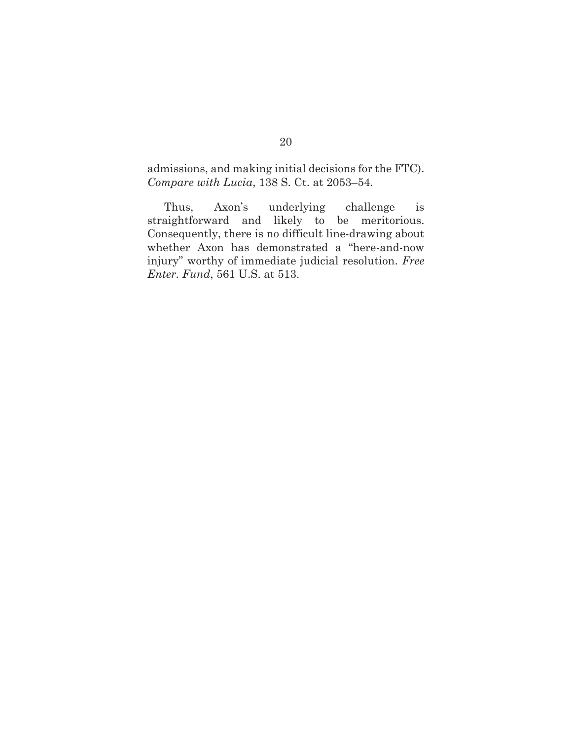admissions, and making initial decisions for the FTC). *Compare with Lucia*, 138 S. Ct. at 2053–54.

Thus, Axon's underlying challenge is straightforward and likely to be meritorious. Consequently, there is no difficult line-drawing about whether Axon has demonstrated a "here-and-now injury" worthy of immediate judicial resolution. *Free Enter. Fund*, 561 U.S. at 513.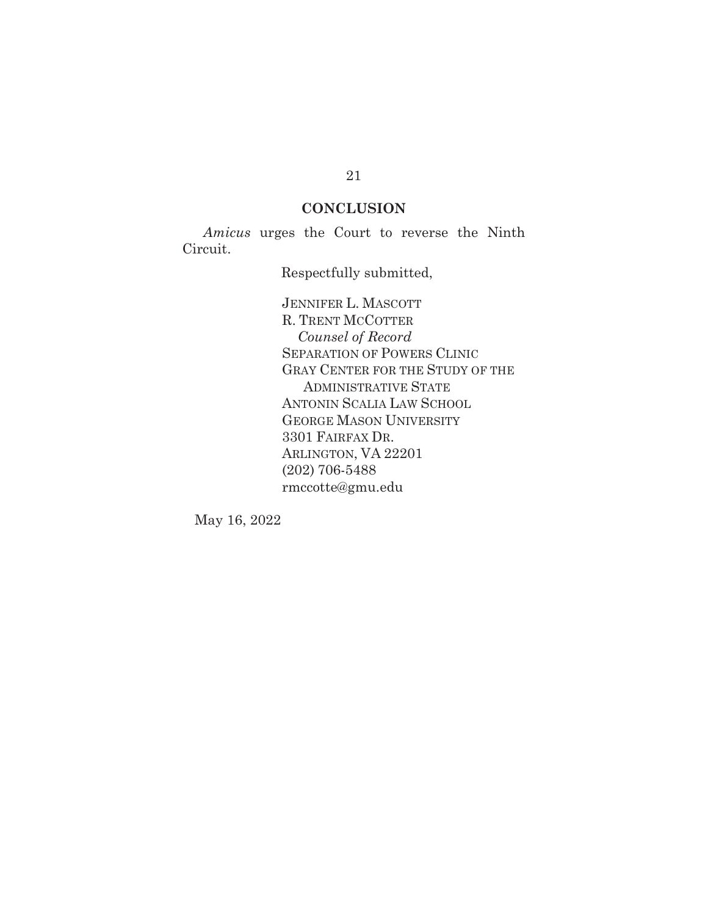## CONCLUSION

*Amicus* urges the Court to reverse the Ninth Circuit.

Respectfully submitted,

JENNIFER L. MASCOTT  
R. TRENT MCCOTTER  
*Counsel of Record*  
SEPARATION OF POWERS CLINIC  
GRAY CENTER FOR THE STUDY OF THE ADMINISTRATIVE STATE  
ANTONIN SCALIA LAW SCHOOL  
GEORGE MASON UNIVERSITY  
3301 FAIRFAX DR.  
ARLINGTON, VA 22201  
(202) 706-5488  
rmccotte@gmu.edu

May 16, 2022